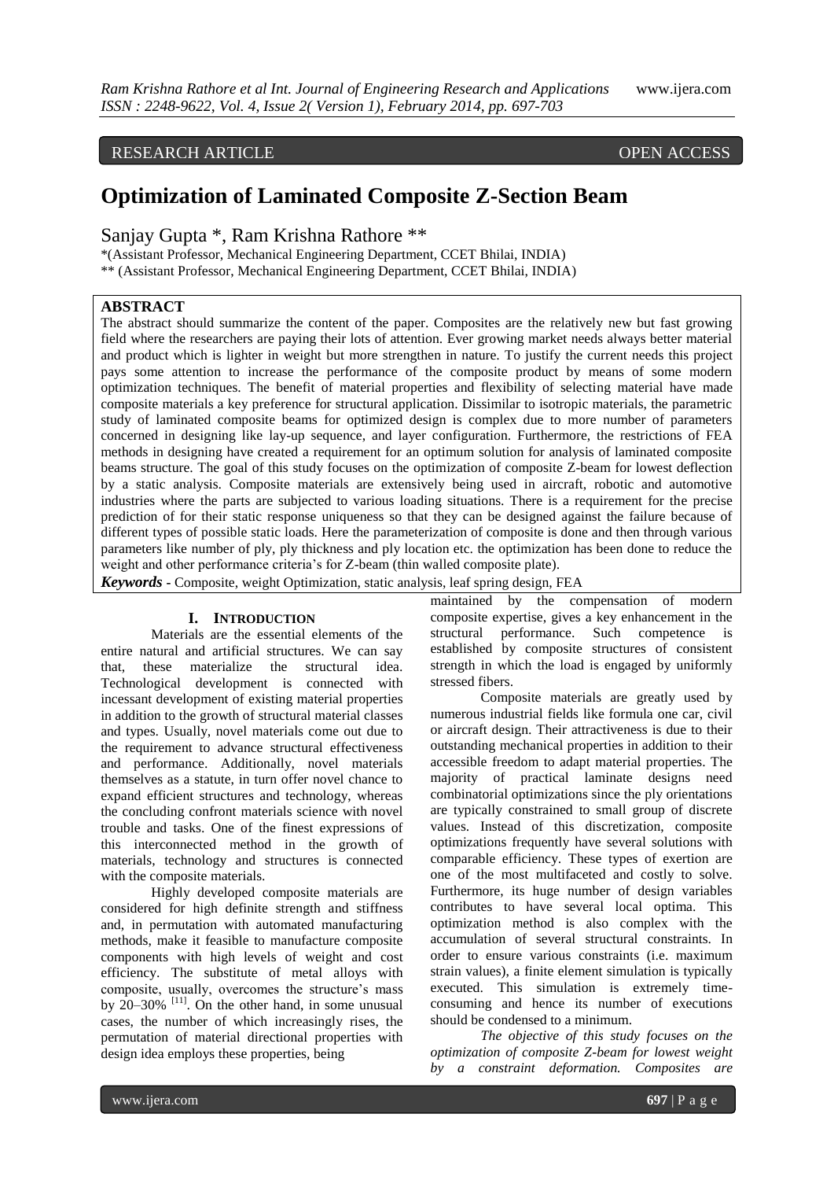RESEARCH ARTICLE OPEN ACCESS

# Optimization of Laminated Composite Z-Section Beam

Sanjay Gupta *, Ram Krishna Rathore **

*(Assistant Professor, Mechanical Engineering Department, CCET Bhilai, INDIA)
** (Assistant Professor, Mechanical Engineering Department, CCET Bhilai, INDIA)

## ABSTRACT

The abstract should summarize the content of the paper. Composites are the relatively new but fast growing field where the researchers are paying their lots of attention. Ever growing market needs always better material and product which is lighter in weight but more strengthen in nature. To justify the current needs this project pays some attention to increase the performance of the composite product by means of some modern optimization techniques. The benefit of material properties and flexibility of selecting material have made composite materials a key preference for structural application. Dissimilar to isotropic materials, the parametric study of laminated composite beams for optimized design is complex due to more number of parameters concerned in designing like lay-up sequence, and layer configuration. Furthermore, the restrictions of FEA methods in designing have created a requirement for an optimum solution for analysis of laminated composite beams structure. The goal of this study focuses on the optimization of composite Z-beam for lowest deflection by a static analysis. Composite materials are extensively being used in aircraft, robotic and automotive industries where the parts are subjected to various loading situations. There is a requirement for the precise prediction of for their static response uniqueness so that they can be designed against the failure because of different types of possible static loads. Here the parameterization of composite is done and then through various parameters like number of ply, ply thickness and ply location etc. the optimization has been done to reduce the weight and other performance criteria's for Z-beam (thin walled composite plate).

***Keywords*** **-** Composite, weight Optimization, static analysis, leaf spring design, FEA

## I. INTRODUCTION

Materials are the essential elements of the entire natural and artificial structures. We can say that, these materialize the structural idea. Technological development is connected with incessant development of existing material properties in addition to the growth of structural material classes and types. Usually, novel materials come out due to the requirement to advance structural effectiveness and performance. Additionally, novel materials themselves as a statute, in turn offer novel chance to expand efficient structures and technology, whereas the concluding confront materials science with novel trouble and tasks. One of the finest expressions of this interconnected method in the growth of materials, technology and structures is connected with the composite materials.

Highly developed composite materials are considered for high definite strength and stiffness and, in permutation with automated manufacturing methods, make it feasible to manufacture composite components with high levels of weight and cost efficiency. The substitute of metal alloys with composite, usually, overcomes the structure's mass by 20–30% [11]. On the other hand, in some unusual cases, the number of which increasingly rises, the permutation of material directional properties with design idea employs these properties, being maintained by the compensation of modern composite expertise, gives a key enhancement in the structural performance. Such competence is established by composite structures of consistent strength in which the load is engaged by uniformly stressed fibers.

Composite materials are greatly used by numerous industrial fields like formula one car, civil or aircraft design. Their attractiveness is due to their outstanding mechanical properties in addition to their accessible freedom to adapt material properties. The majority of practical laminate designs need combinatorial optimizations since the ply orientations are typically constrained to small group of discrete values. Instead of this discretization, composite optimizations frequently have several solutions with comparable efficiency. These types of exertion are one of the most multifaceted and costly to solve. Furthermore, its huge number of design variables contributes to have several local optima. This optimization method is also complex with the accumulation of several structural constraints. In order to ensure various constraints (i.e. maximum strain values), a finite element simulation is typically executed. This simulation is extremely time-consuming and hence its number of executions should be condensed to a minimum.

*The objective of this study focuses on the optimization of composite Z-beam for lowest weight by a constraint deformation. Composites are*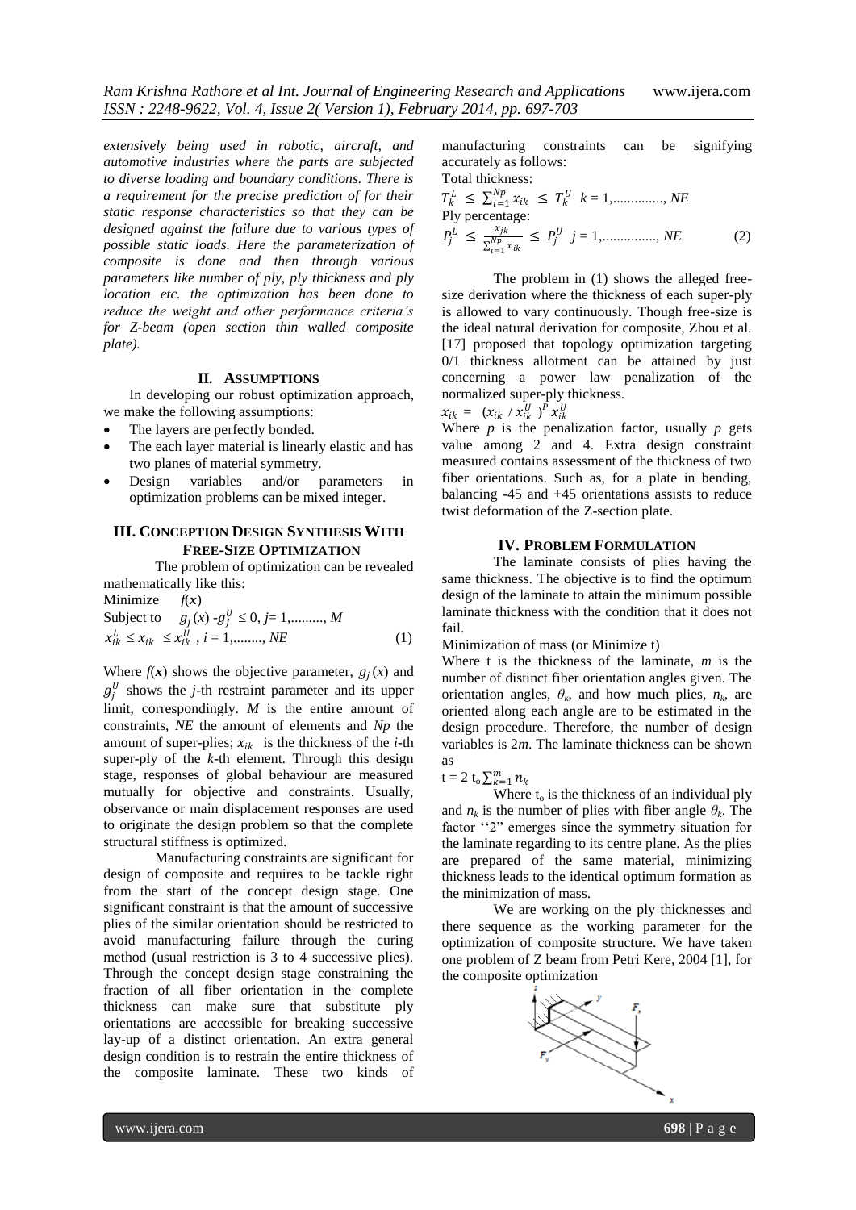*extensively being used in robotic, aircraft, and automotive industries where the parts are subjected to diverse loading and boundary conditions. There is a requirement for the precise prediction of for their static response characteristics so that they can be designed against the failure due to various types of possible static loads. Here the parameterization of composite is done and then through various parameters like number of ply, ply thickness and ply location etc. the optimization has been done to reduce the weight and other performance criteria's for Z-beam (open section thin walled composite plate).*

## II. ASSUMPTIONS

In developing our robust optimization approach, we make the following assumptions:

- The layers are perfectly bonded.
- The each layer material is linearly elastic and has two planes of material symmetry.
- Design variables and/or parameters in optimization problems can be mixed integer.

## III. CONCEPTION DESIGN SYNTHESIS WITH FREE-SIZE OPTIMIZATION

The problem of optimization can be revealed mathematically like this:

Minimize $f(\boldsymbol{x})$

Subject to $g_j(x) - g_j^U \leq 0$, $j$= 1,........., $M$

$$x_{ik}^L \leq x_{ik} \leq x_{ik}^U \text{ , } i = 1,\ldots\ldots\ldots, NE \quad (1)$$

Where $f(\boldsymbol{x})$ shows the objective parameter, $g_j(x)$ and $g_j^U$ shows the $j$-th restraint parameter and its upper limit, correspondingly. $M$ is the entire amount of constraints, $NE$ the amount of elements and $Np$ the amount of super-plies; $x_{ik}$ is the thickness of the $i$-th super-ply of the $k$-th element. Through this design stage, responses of global behaviour are measured mutually for objective and constraints. Usually, observance or main displacement responses are used to originate the design problem so that the complete structural stiffness is optimized.

Manufacturing constraints are significant for design of composite and requires to be tackle right from the start of the concept design stage. One significant constraint is that the amount of successive plies of the similar orientation should be restricted to avoid manufacturing failure through the curing method (usual restriction is 3 to 4 successive plies). Through the concept design stage constraining the fraction of all fiber orientation in the complete thickness can make sure that substitute ply orientations are accessible for breaking successive lay-up of a distinct orientation. An extra general design condition is to restrain the entire thickness of the composite laminate. These two kinds of manufacturing constraints can be signifying accurately as follows:

Total thickness:

$$T_k^L \leq \sum_{i=1}^{Np} x_{ik} \leq T_k^U \quad k = 1,\ldots\ldots\ldots\ldots, NE$$

Ply percentage:

$$P_j^L \leq \frac{x_{jk}}{\sum_{i=1}^{Np} x_{ik}} \leq P_j^U \quad j = 1,\ldots\ldots\ldots\ldots, NE \quad (2)$$

The problem in (1) shows the alleged free-size derivation where the thickness of each super-ply is allowed to vary continuously. Though free-size is the ideal natural derivation for composite, Zhou et al. [17] proposed that topology optimization targeting 0/1 thickness allotment can be attained by just concerning a power law penalization of the normalized super-ply thickness.

$$x_{ik} = (x_{ik} / x_{ik}^U)^P x_{ik}^U$$

Where $p$ is the penalization factor, usually $p$ gets value among 2 and 4. Extra design constraint measured contains assessment of the thickness of two fiber orientations. Such as, for a plate in bending, balancing -45 and +45 orientations assists to reduce twist deformation of the Z-section plate.

## IV. PROBLEM FORMULATION

The laminate consists of plies having the same thickness. The objective is to find the optimum design of the laminate to attain the minimum possible laminate thickness with the condition that it does not fail.

Minimization of mass (or Minimize t)

Where t is the thickness of the laminate, $m$ is the number of distinct fiber orientation angles given. The orientation angles, $\theta_k$, and how much plies, $n_k$, are oriented along each angle are to be estimated in the design procedure. Therefore, the number of design variables is 2$m$. The laminate thickness can be shown as

$$t = 2\, t_o \sum_{k=1}^{m} n_k$$

Where $t_o$ is the thickness of an individual ply and $n_k$ is the number of plies with fiber angle $\theta_k$. The factor ''2'' emerges since the symmetry situation for the laminate regarding to its centre plane. As the plies are prepared of the same material, minimizing thickness leads to the identical optimum formation as the minimization of mass.

We are working on the ply thicknesses and there sequence as the working parameter for the optimization of composite structure. We have taken one problem of Z beam from Petri Kere, 2004 [1], for the composite optimization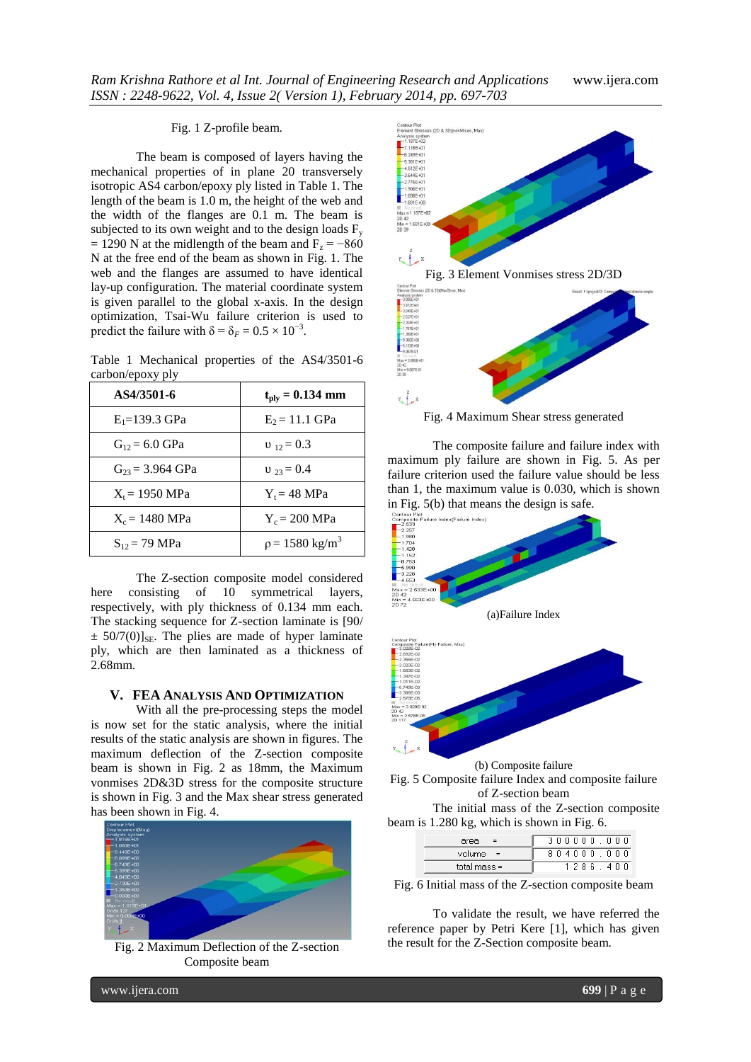Fig. 1 Z-profile beam.

The beam is composed of layers having the mechanical properties of in plane 20 transversely isotropic AS4 carbon/epoxy ply listed in Table 1. The length of the beam is 1.0 m, the height of the web and the width of the flanges are 0.1 m. The beam is subjected to its own weight and to the design loads $F_y = 1290$ N at the midlength of the beam and $F_z = -860$ N at the free end of the beam as shown in Fig. 1. The web and the flanges are assumed to have identical lay-up configuration. The material coordinate system is given parallel to the global x-axis. In the design optimization, Tsai-Wu failure criterion is used to predict the failure with $\delta = \delta_F = 0.5 \times 10^{-3}$.

Table 1 Mechanical properties of the AS4/3501-6 carbon/epoxy ply

| AS4/3501-6 | $t_{ply} = 0.134$ mm |
|---|---|
| $E_1$=139.3 GPa | $E_2$ = 11.1 GPa |
| $G_{12}$ = 6.0 GPa | $\upsilon_{12}$ = 0.3 |
| $G_{23}$ = 3.964 GPa | $\upsilon_{23}$ = 0.4 |
| $X_t$ = 1950 MPa | $Y_t$ = 48 MPa |
| $X_c$ = 1480 MPa | $Y_c$ = 200 MPa |
| $S_{12}$ = 79 MPa | $\rho$ = 1580 kg/m$^3$ |

The Z-section composite model considered here consisting of 10 symmetrical layers, respectively, with ply thickness of 0.134 mm each. The stacking sequence for Z-section laminate is $[90/\pm 50/7(0)]_{SE}$. The plies are made of hyper laminate ply, which are then laminated as a thickness of 2.68mm.

## V. FEA Analysis And Optimization

With all the pre-processing steps the model is now set for the static analysis, where the initial results of the static analysis are shown in figures. The maximum deflection of the Z-section composite beam is shown in Fig. 2 as 18mm, the Maximum vonmises 2D&3D stress for the composite structure is shown in Fig. 3 and the Max shear stress generated has been shown in Fig. 4.

Fig. 2 Maximum Deflection of the Z-section Composite beam

Fig. 3 Element Vonmises stress 2D/3D

Fig. 4 Maximum Shear stress generated

The composite failure and failure index with maximum ply failure are shown in Fig. 5. As per failure criterion used the failure value should be less than 1, the maximum value is 0.030, which is shown in Fig. 5(b) that means the design is safe.

(a)Failure Index

(b) Composite failure

Fig. 5 Composite failure Index and composite failure of Z-section beam

The initial mass of the Z-section composite beam is 1.280 kg, which is shown in Fig. 6.

| area = | 300000.000 |
|---|---|
| volume = | 804000.000 |
| total mass = | 1286.400 |

Fig. 6 Initial mass of the Z-section composite beam

To validate the result, we have referred the reference paper by Petri Kere [1], which has given the result for the Z-Section composite beam.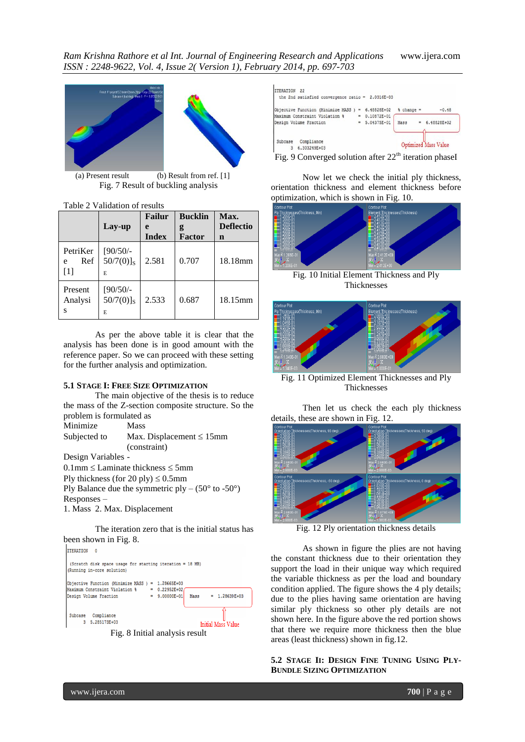(a) Present result (b) Result from ref. [1]

Fig. 7 Result of buckling analysis

Table 2 Validation of results

| | Lay-up | Failure Index | Buckling Factor | Max. Deflection |
|---|---|---|---|---|
| PetriKer e Ref [1] | $[90/50/-50/7(0)]_{SE}$ | 2.581 | 0.707 | 18.18mm |
| Present Analysis | $[90/50/-50/7(0)]_{SE}$ | 2.533 | 0.687 | 18.15mm |

As per the above table it is clear that the analysis has been done is in good amount with the reference paper. So we can proceed with these setting for the further analysis and optimization.

### 5.1 Stage I: Free Size Optimization

The main objective of the thesis is to reduce the mass of the Z-section composite structure. So the problem is formulated as

Minimize Mass

Subjected to Max. Displacement ≤ 15mm (constraint)

Design Variables -

0.1mm ≤ Laminate thickness ≤ 5mm

Ply thickness (for 20 ply) ≤ 0.5mm

Ply Balance due the symmetric ply – (50° to -50°)

Responses –

1. Mass 2. Max. Displacement

The iteration zero that is the initial status has been shown in Fig. 8.

```
ITERATION    0

(Scratch disk space usage for starting iteration = 18 MB)
(Running in-core solution)

Objective Function (Minimize MASS ) =  1.28665E+03
Maximum Constraint Violation %      =  0.22952E+02
Design Volume Fraction              =  9.00000E-01    Mass   =  1.28639E+03

Subcase    Compliance
      3    5.285173E+03
```

Initial Mass Value

Fig. 8 Initial analysis result

```
ITERATION   22
  the 2nd satisfied convergence ratio =  2.0316E-03

Objective Function (Minimize MASS ) =  6.48828E+02   % change =    -0.48
Maximum Constraint Violation %      =  0.10872E-01
Design Volume Fraction              =  5.04375E-01    Mass   =  6.48828E+02

Subcase    Compliance
      3    6.303249E+03
```

Optimized Mass Value

Fig. 9 Converged solution after 22[th] iteration phaseI

Now let we check the initial ply thickness, orientation thickness and element thickness before optimization, which is shown in Fig. 10.

Fig. 10 Initial Element Thickness and Ply Thicknesses

Fig. 11 Optimized Element Thicknesses and Ply Thicknesses

Then let us check the each ply thickness details, these are shown in Fig. 12.

Fig. 12 Ply orientation thickness details

As shown in figure the plies are not having the constant thickness due to their orientation they support the load in their unique way which required the variable thickness as per the load and boundary condition applied. The figure shows the 4 ply details; due to the plies having same orientation are having similar ply thickness so other ply details are not shown here. In the figure above the red portion shows that there we require more thickness then the blue areas (least thickness) shown in fig.12.

### 5.2 Stage II: Design Fine Tuning Using Ply-Bundle Sizing Optimization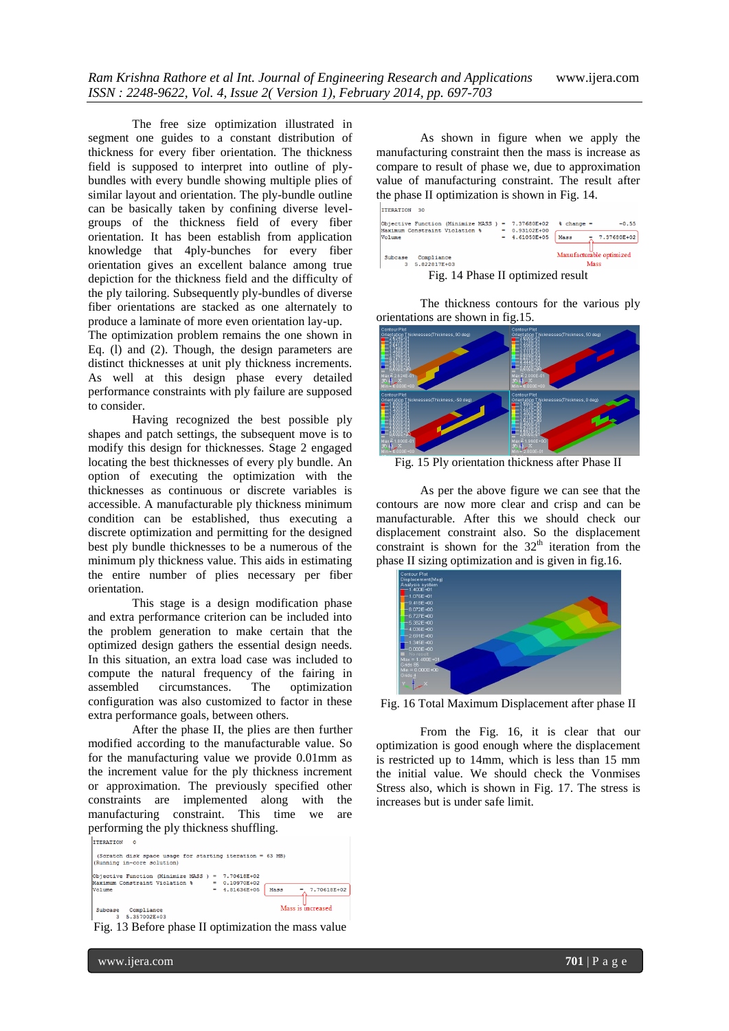The free size optimization illustrated in segment one guides to a constant distribution of thickness for every fiber orientation. The thickness field is supposed to interpret into outline of ply-bundles with every bundle showing multiple plies of similar layout and orientation. The ply-bundle outline can be basically taken by confining diverse level-groups of the thickness field of every fiber orientation. It has been establish from application knowledge that 4ply-bunches for every fiber orientation gives an excellent balance among true depiction for the thickness field and the difficulty of the ply tailoring. Subsequently ply-bundles of diverse fiber orientations are stacked as one alternately to produce a laminate of more even orientation lay-up. The optimization problem remains the one shown in Eq. (l) and (2). Though, the design parameters are distinct thicknesses at unit ply thickness increments. As well at this design phase every detailed performance constraints with ply failure are supposed to consider.

Having recognized the best possible ply shapes and patch settings, the subsequent move is to modify this design for thicknesses. Stage 2 engaged locating the best thicknesses of every ply bundle. An option of executing the optimization with the thicknesses as continuous or discrete variables is accessible. A manufacturable ply thickness minimum condition can be established, thus executing a discrete optimization and permitting for the designed best ply bundle thicknesses to be a numerous of the minimum ply thickness value. This aids in estimating the entire number of plies necessary per fiber orientation.

This stage is a design modification phase and extra performance criterion can be included into the problem generation to make certain that the optimized design gathers the essential design needs. In this situation, an extra load case was included to compute the natural frequency of the fairing in assembled circumstances. The optimization configuration was also customized to factor in these extra performance goals, between others.

After the phase II, the plies are then further modified according to the manufacturable value. So for the manufacturing value we provide 0.01mm as the increment value for the ply thickness increment or approximation. The previously specified other constraints are implemented along with the manufacturing constraint. This time we are performing the ply thickness shuffling.

```
ITERATION    0

 (Scratch disk space usage for starting iteration = 63 MB)
 (Running in-core solution)

Objective Function (Minimize MASS )  =   7.70618E+02
Maximum Constraint Violation %       =   0.10970E+02
Volume                               =   4.81636E+05      Mass    =   7.70618E+02

                                                          Mass is increased
 Subcase    Compliance
      3   5.357002E+03
```

Fig. 13 Before phase II optimization the mass value

As shown in figure when we apply the manufacturing constraint then the mass is increase as compare to result of phase we, due to approximation value of manufacturing constraint. The result after the phase II optimization is shown in Fig. 14.

```
ITERATION   30

Objective Function (Minimize MASS )  =   7.37680E+02    % change =        -0.55
Maximum Constraint Violation %       =   0.93102E+00
Volume                               =   4.61050E+05    Mass     =   7.37680E+02

                                                        Manufacturable optimized
 Subcase    Compliance                                  Mass
      3   5.822817E+03
```

Fig. 14 Phase II optimized result

The thickness contours for the various ply orientations are shown in fig.15.

Fig. 15 Ply orientation thickness after Phase II

As per the above figure we can see that the contours are now more clear and crisp and can be manufacturable. After this we should check our displacement constraint also. So the displacement constraint is shown for the $32^{th}$ iteration from the phase II sizing optimization and is given in fig.16.

Fig. 16 Total Maximum Displacement after phase II

From the Fig. 16, it is clear that our optimization is good enough where the displacement is restricted up to 14mm, which is less than 15 mm the initial value. We should check the Vonmises Stress also, which is shown in Fig. 17. The stress is increases but is under safe limit.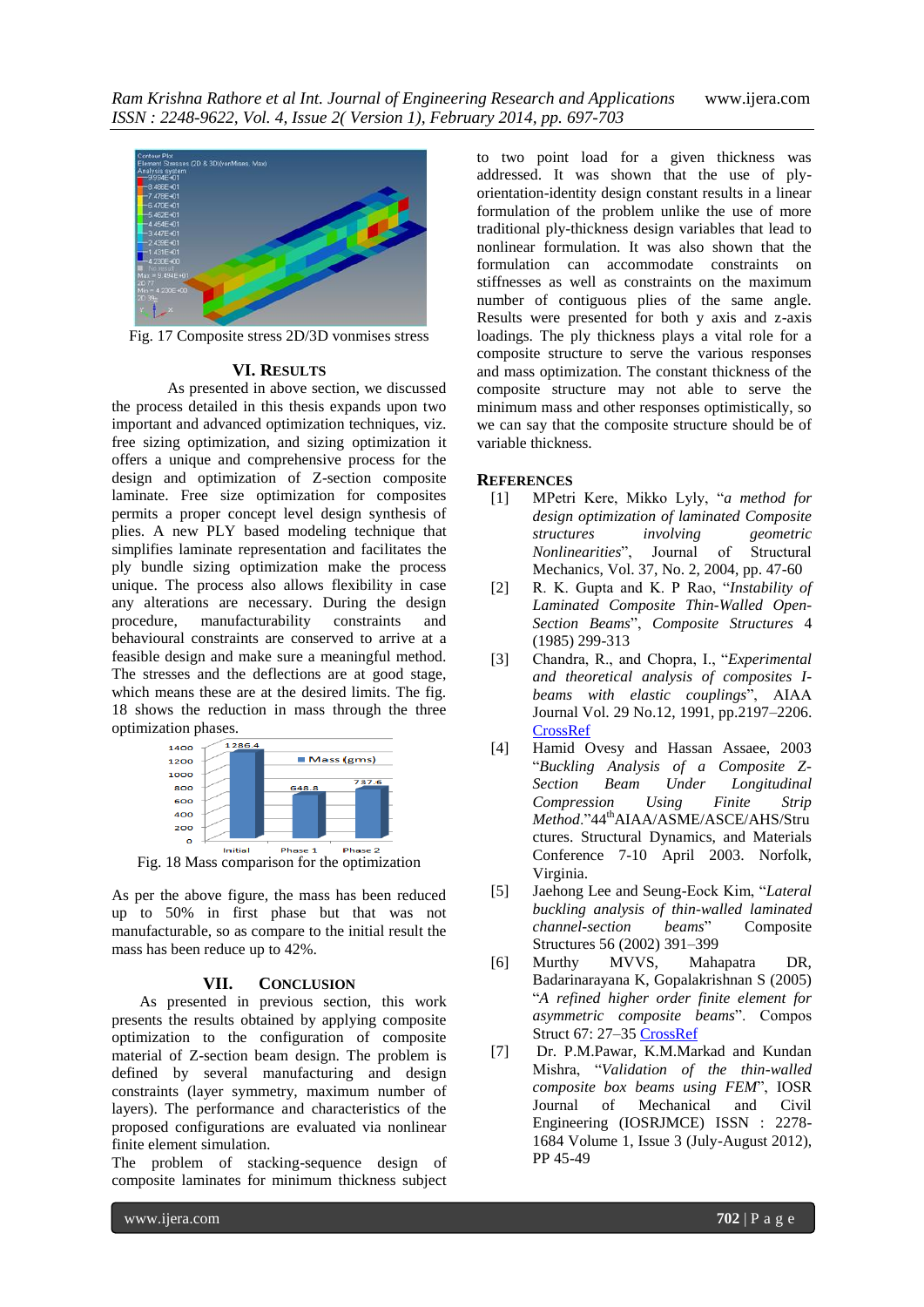Fig. 17 Composite stress 2D/3D vonmises stress

## VI. Results

As presented in above section, we discussed the process detailed in this thesis expands upon two important and advanced optimization techniques, viz. free sizing optimization, and sizing optimization it offers a unique and comprehensive process for the design and optimization of Z-section composite laminate. Free size optimization for composites permits a proper concept level design synthesis of plies. A new PLY based modeling technique that simplifies laminate representation and facilitates the ply bundle sizing optimization make the process unique. The process also allows flexibility in case any alterations are necessary. During the design procedure, manufacturability constraints and behavioural constraints are conserved to arrive at a feasible design and make sure a meaningful method. The stresses and the deflections are at good stage, which means these are at the desired limits. The fig. 18 shows the reduction in mass through the three optimization phases.

Fig. 18 Mass comparison for the optimization

As per the above figure, the mass has been reduced up to 50% in first phase but that was not manufacturable, so as compare to the initial result the mass has been reduce up to 42%.

## VII. Conclusion

As presented in previous section, this work presents the results obtained by applying composite optimization to the configuration of composite material of Z-section beam design. The problem is defined by several manufacturing and design constraints (layer symmetry, maximum number of layers). The performance and characteristics of the proposed configurations are evaluated via nonlinear finite element simulation.

The problem of stacking-sequence design of composite laminates for minimum thickness subject to two point load for a given thickness was addressed. It was shown that the use of ply-orientation-identity design constant results in a linear formulation of the problem unlike the use of more traditional ply-thickness design variables that lead to nonlinear formulation. It was also shown that the formulation can accommodate constraints on stiffnesses as well as constraints on the maximum number of contiguous plies of the same angle. Results were presented for both y axis and z-axis loadings. The ply thickness plays a vital role for a composite structure to serve the various responses and mass optimization. The constant thickness of the composite structure may not able to serve the minimum mass and other responses optimistically, so we can say that the composite structure should be of variable thickness.

## References

[1] MPetri Kere, Mikko Lyly, "*a method for design optimization of laminated Composite structures involving geometric Nonlinearities*", Journal of Structural Mechanics, Vol. 37, No. 2, 2004, pp. 47-60

[2] R. K. Gupta and K. P Rao, "*Instability of Laminated Composite Thin-Walled Open-Section Beams*", *Composite Structures* 4 (1985) 299-313

[3] Chandra, R., and Chopra, I., "*Experimental and theoretical analysis of composites I-beams with elastic couplings*", AIAA Journal Vol. 29 No.12, 1991, pp.2197–2206. CrossRef

[4] Hamid Ovesy and Hassan Assaee, 2003 "*Buckling Analysis of a Composite Z-Section Beam Under Longitudinal Compression Using Finite Strip Method*."44th AIAA/ASME/ASCE/AHS/Structures. Structural Dynamics, and Materials Conference 7-10 April 2003. Norfolk, Virginia.

[5] Jaehong Lee and Seung-Eock Kim, "*Lateral buckling analysis of thin-walled laminated channel-section beams*" Composite Structures 56 (2002) 391–399

[6] Murthy MVVS, Mahapatra DR, Badrinarayana K, Gopalakrishnan S (2005) "*A refined higher order finite element for asymmetric composite beams*". Compos Struct 67: 27–35 CrossRef

[7] Dr. P.M.Pawar, K.M.Markad and Kundan Mishra, "*Validation of the thin-walled composite box beams using FEM*", IOSR Journal of Mechanical and Civil Engineering (IOSRJMCE) ISSN : 2278-1684 Volume 1, Issue 3 (July-August 2012), PP 45-49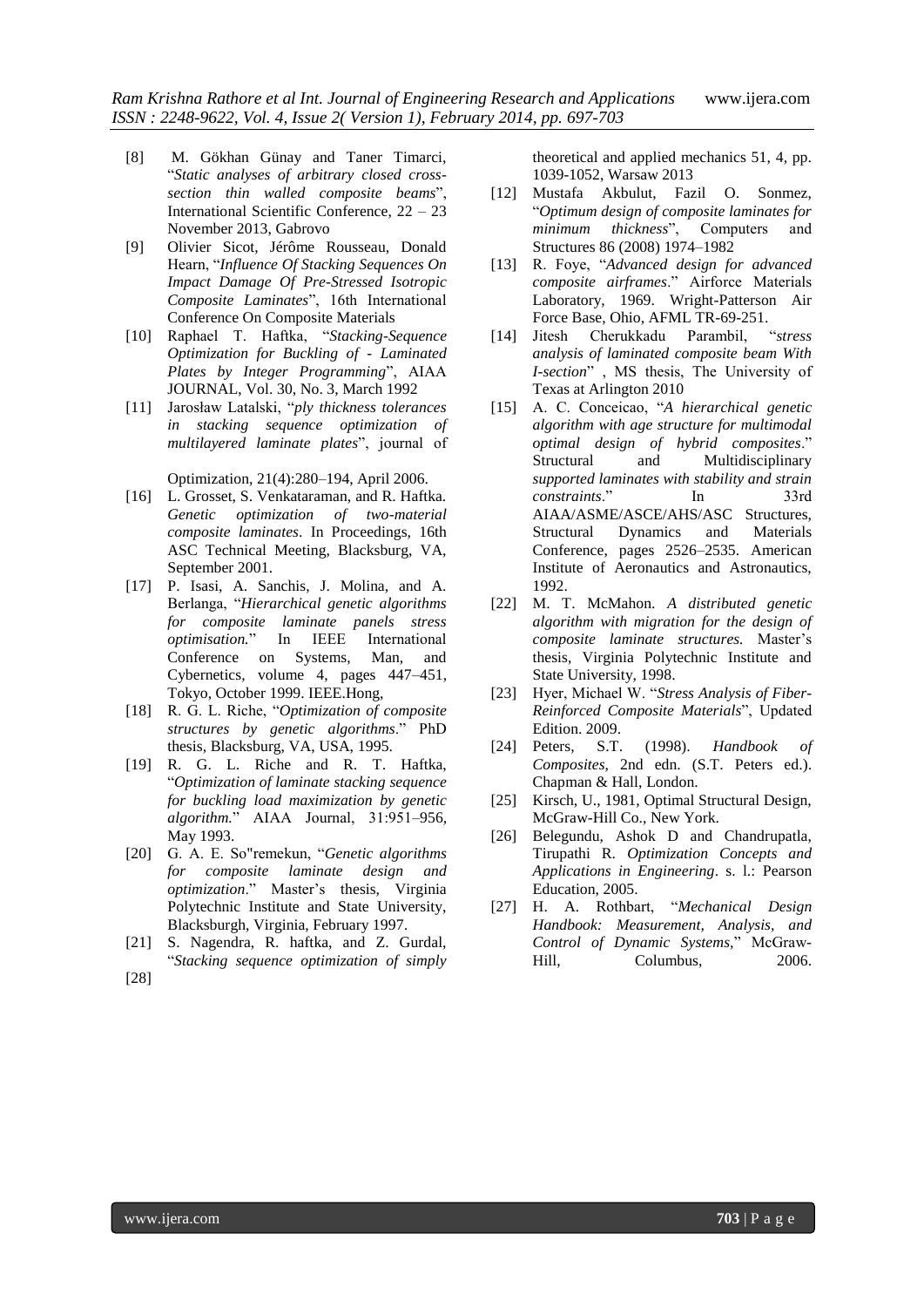[8] M. Gökhan Günay and Taner Timarci, "*Static analyses of arbitrary closed cross-section thin walled composite beams*", International Scientific Conference, 22 – 23 November 2013, Gabrovo

[9] Olivier Sicot, Jérôme Rousseau, Donald Hearn, "*Influence Of Stacking Sequences On Impact Damage Of Pre-Stressed Isotropic Composite Laminates*", 16th International Conference On Composite Materials

[10] Raphael T. Haftka, "*Stacking-Sequence Optimization for Buckling of - Laminated Plates by Integer Programming*", AIAA JOURNAL, Vol. 30, No. 3, March 1992

[11] Jarosław Latalski, "*ply thickness tolerances in stacking sequence optimization of multilayered laminate plates*", journal of theoretical and applied mechanics 51, 4, pp. 1039-1052, Warsaw 2013

[12] Mustafa Akbulut, Fazil O. Sonmez, "*Optimum design of composite laminates for minimum thickness*", Computers and Structures 86 (2008) 1974–1982

[13] R. Foye, "*Advanced design for advanced composite airframes*." Airforce Materials Laboratory, 1969. Wright-Patterson Air Force Base, Ohio, AFML TR-69-251.

[14] Jitesh Cherukkadu Parambil, "*stress analysis of laminated composite beam With I-section*" , MS thesis, The University of Texas at Arlington 2010

[15] A. C. Conceicao, "*A hierarchical genetic algorithm with age structure for multimodal optimal design of hybrid composites*." Structural and Multidisciplinary Optimization, 21(4):280–194, April 2006.

[16] L. Grosset, S. Venkataraman, and R. Haftka. *Genetic optimization of two-material composite laminates*. In Proceedings, 16th ASC Technical Meeting, Blacksburg, VA, September 2001.

[17] P. Isasi, A. Sanchis, J. Molina, and A. Berlanga, "*Hierarchical genetic algorithms for composite laminate panels stress optimisation.*" In IEEE International Conference on Systems, Man, and Cybernetics, volume 4, pages 447–451, Tokyo, October 1999. IEEE.Hong,

[18] R. G. L. Riche, "*Optimization of composite structures by genetic algorithms*." PhD thesis, Blacksburg, VA, USA, 1995.

[19] R. G. L. Riche and R. T. Haftka, "*Optimization of laminate stacking sequence for buckling load maximization by genetic algorithm.*" AIAA Journal, 31:951–956, May 1993.

[20] G. A. E. So"remekun, "*Genetic algorithms for composite laminate design and optimization*." Master's thesis, Virginia Polytechnic Institute and State University, Blacksburgh, Virginia, February 1997.

[21] S. Nagendra, R. haftka, and Z. Gurdal, "*Stacking sequence optimization of simply supported laminates with stability and strain constraints*." In 33rd AIAA/ASME/ASCE/AHS/ASC Structures, Structural Dynamics and Materials Conference, pages 2526–2535. American Institute of Aeronautics and Astronautics, 1992.

[22] M. T. McMahon. *A distributed genetic algorithm with migration for the design of composite laminate structures.* Master's thesis, Virginia Polytechnic Institute and State University, 1998.

[23] Hyer, Michael W. "*Stress Analysis of Fiber-Reinforced Composite Materials*", Updated Edition. 2009.

[24] Peters, S.T. (1998). *Handbook of Composites*, 2nd edn. (S.T. Peters ed.). Chapman & Hall, London.

[25] Kirsch, U., 1981, Optimal Structural Design, McGraw-Hill Co., New York.

[26] Belegundu, Ashok D and Chandrupatla, Tirupathi R. *Optimization Concepts and Applications in Engineering*. s. l.: Pearson Education, 2005.

[27] H. A. Rothbart, "*Mechanical Design Handbook: Measurement, Analysis, and Control of Dynamic Systems,*" McGraw-Hill, Columbus, 2006.

[28]